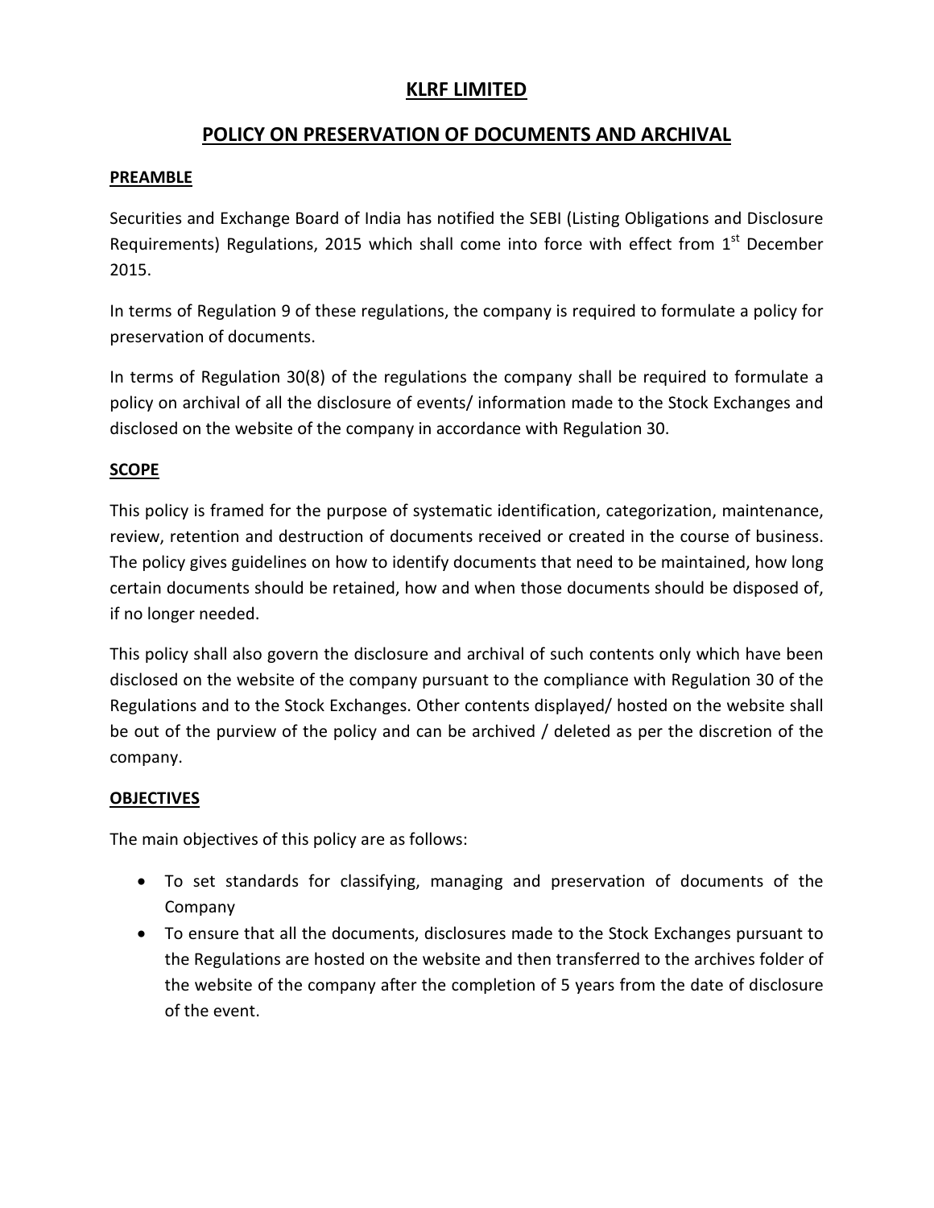# KLRF LIMITED

## POLICY ON PRESERVATION OF DOCUMENTS AND ARCHIVAL

### PREAMBLE

Securities and Exchange Board of India has notified the SEBI (Listing Obligations and Disclosure Requirements) Regulations, 2015 which shall come into force with effect from 1st December 2015.

In terms of Regulation 9 of these regulations, the company is required to formulate a policy for preservation of documents.

In terms of Regulation 30(8) of the regulations the company shall be required to formulate a policy on archival of all the disclosure of events/ information made to the Stock Exchanges and disclosed on the website of the company in accordance with Regulation 30.

### SCOPE

This policy is framed for the purpose of systematic identification, categorization, maintenance, review, retention and destruction of documents received or created in the course of business. The policy gives guidelines on how to identify documents that need to be maintained, how long certain documents should be retained, how and when those documents should be disposed of, if no longer needed.

This policy shall also govern the disclosure and archival of such contents only which have been disclosed on the website of the company pursuant to the compliance with Regulation 30 of the Regulations and to the Stock Exchanges. Other contents displayed/ hosted on the website shall be out of the purview of the policy and can be archived / deleted as per the discretion of the company.

### OBJECTIVES

The main objectives of this policy are as follows:

- To set standards for classifying, managing and preservation of documents of the Company
- To ensure that all the documents, disclosures made to the Stock Exchanges pursuant to the Regulations are hosted on the website and then transferred to the archives folder of the website of the company after the completion of 5 years from the date of disclosure of the event.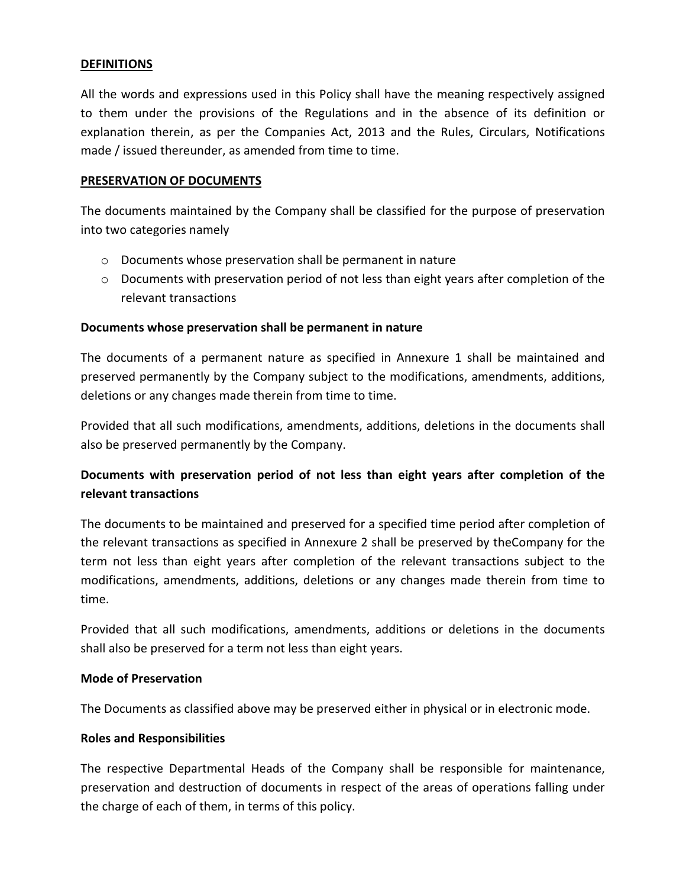**DEFINITIONS**

All the words and expressions used in this Policy shall have the meaning respectively assigned to them under the provisions of the Regulations and in the absence of its definition or explanation therein, as per the Companies Act, 2013 and the Rules, Circulars, Notifications made / issued thereunder, as amended from time to time.

**PRESERVATION OF DOCUMENTS**

The documents maintained by the Company shall be classified for the purpose of preservation into two categories namely

- Documents whose preservation shall be permanent in nature
- Documents with preservation period of not less than eight years after completion of the relevant transactions

**Documents whose preservation shall be permanent in nature**

The documents of a permanent nature as specified in Annexure 1 shall be maintained and preserved permanently by the Company subject to the modifications, amendments, additions, deletions or any changes made therein from time to time.

Provided that all such modifications, amendments, additions, deletions in the documents shall also be preserved permanently by the Company.

**Documents with preservation period of not less than eight years after completion of the relevant transactions**

The documents to be maintained and preserved for a specified time period after completion of the relevant transactions as specified in Annexure 2 shall be preserved by theCompany for the term not less than eight years after completion of the relevant transactions subject to the modifications, amendments, additions, deletions or any changes made therein from time to time.

Provided that all such modifications, amendments, additions or deletions in the documents shall also be preserved for a term not less than eight years.

**Mode of Preservation**

The Documents as classified above may be preserved either in physical or in electronic mode.

**Roles and Responsibilities**

The respective Departmental Heads of the Company shall be responsible for maintenance, preservation and destruction of documents in respect of the areas of operations falling under the charge of each of them, in terms of this policy.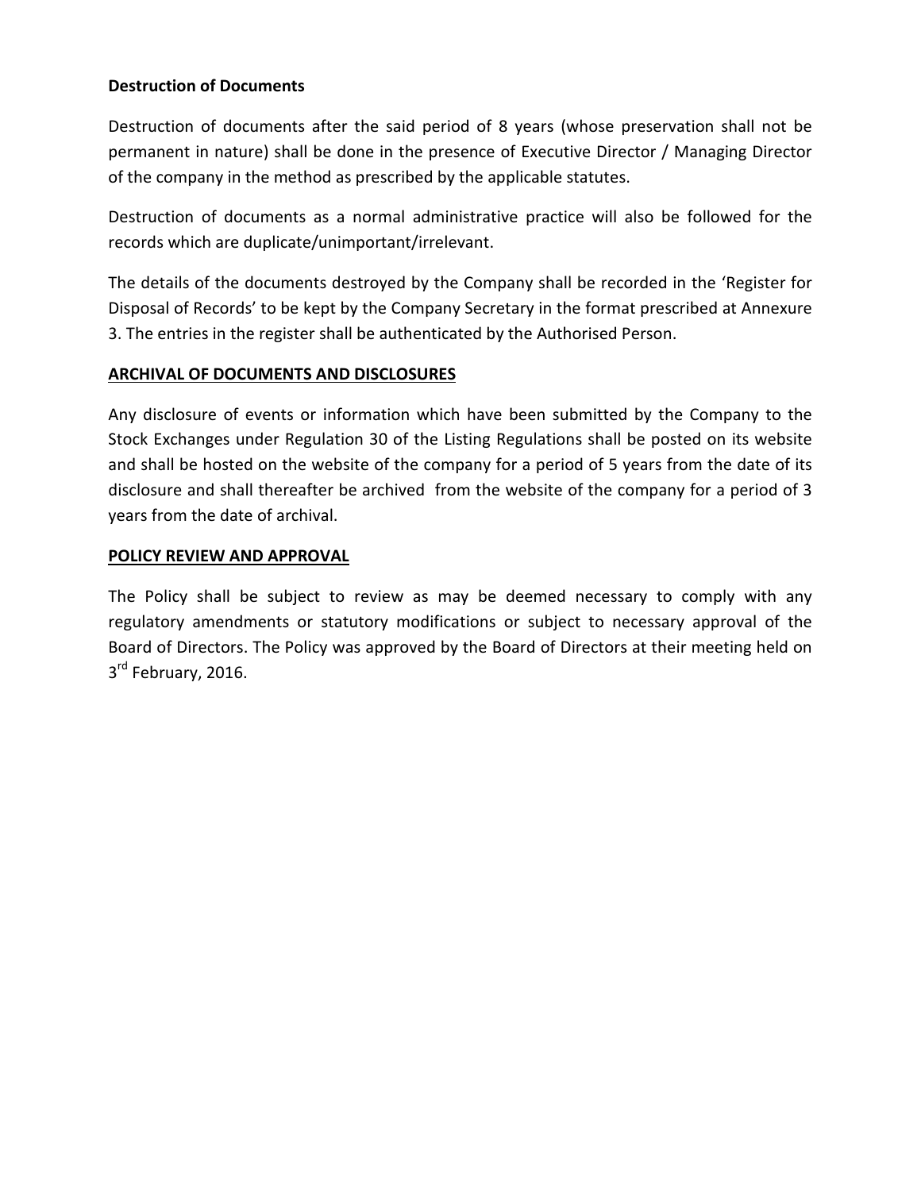**Destruction of Documents**

Destruction of documents after the said period of 8 years (whose preservation shall not be permanent in nature) shall be done in the presence of Executive Director / Managing Director of the company in the method as prescribed by the applicable statutes.

Destruction of documents as a normal administrative practice will also be followed for the records which are duplicate/unimportant/irrelevant.

The details of the documents destroyed by the Company shall be recorded in the 'Register for Disposal of Records' to be kept by the Company Secretary in the format prescribed at Annexure 3. The entries in the register shall be authenticated by the Authorised Person.

**ARCHIVAL OF DOCUMENTS AND DISCLOSURES**

Any disclosure of events or information which have been submitted by the Company to the Stock Exchanges under Regulation 30 of the Listing Regulations shall be posted on its website and shall be hosted on the website of the company for a period of 5 years from the date of its disclosure and shall thereafter be archived from the website of the company for a period of 3 years from the date of archival.

**POLICY REVIEW AND APPROVAL**

The Policy shall be subject to review as may be deemed necessary to comply with any regulatory amendments or statutory modifications or subject to necessary approval of the Board of Directors. The Policy was approved by the Board of Directors at their meeting held on 3rd February, 2016.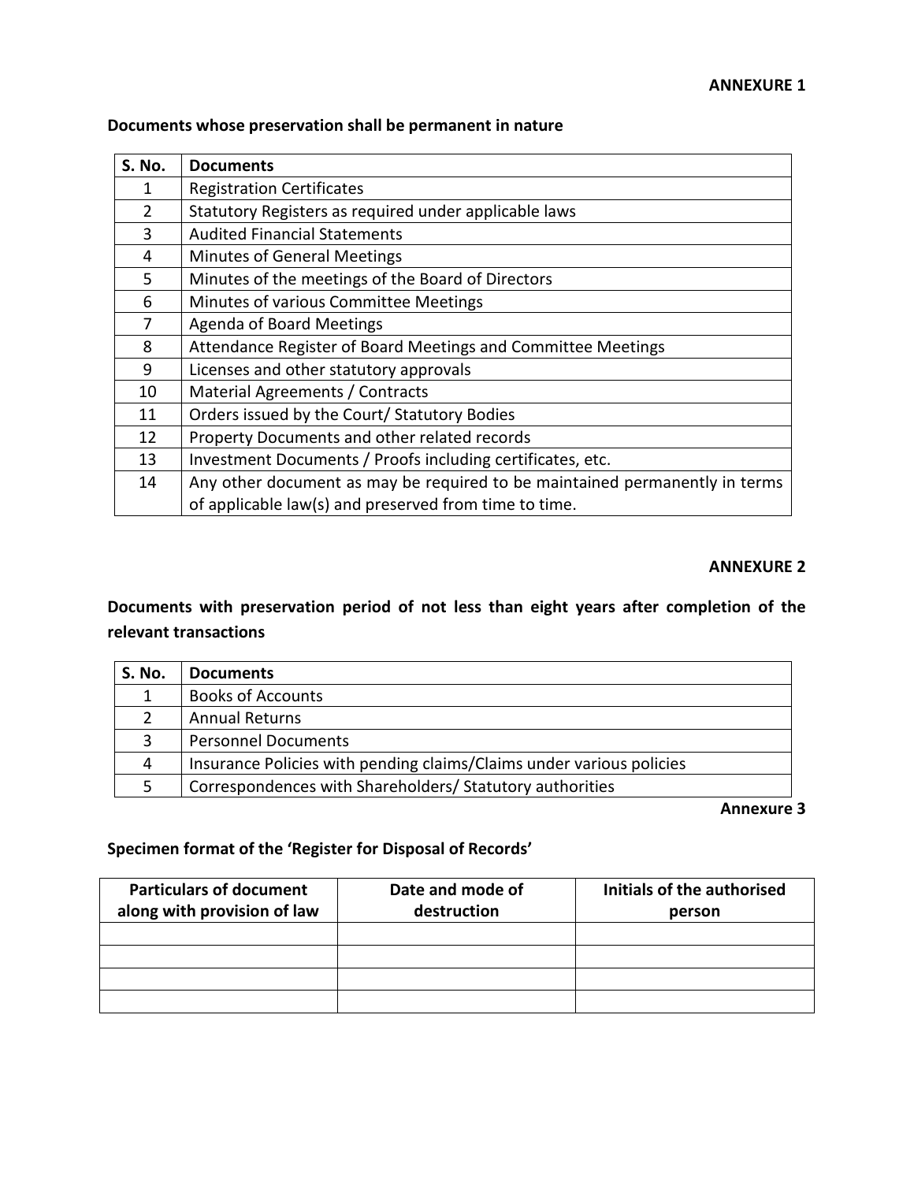**ANNEXURE 1**

**Documents whose preservation shall be permanent in nature**

| S. No. | Documents |
|---|---|
| 1 | Registration Certificates |
| 2 | Statutory Registers as required under applicable laws |
| 3 | Audited Financial Statements |
| 4 | Minutes of General Meetings |
| 5 | Minutes of the meetings of the Board of Directors |
| 6 | Minutes of various Committee Meetings |
| 7 | Agenda of Board Meetings |
| 8 | Attendance Register of Board Meetings and Committee Meetings |
| 9 | Licenses and other statutory approvals |
| 10 | Material Agreements / Contracts |
| 11 | Orders issued by the Court/ Statutory Bodies |
| 12 | Property Documents and other related records |
| 13 | Investment Documents / Proofs including certificates, etc. |
| 14 | Any other document as may be required to be maintained permanently in terms of applicable law(s) and preserved from time to time. |

**ANNEXURE 2**

**Documents with preservation period of not less than eight years after completion of the relevant transactions**

| S. No. | Documents |
|---|---|
| 1 | Books of Accounts |
| 2 | Annual Returns |
| 3 | Personnel Documents |
| 4 | Insurance Policies with pending claims/Claims under various policies |
| 5 | Correspondences with Shareholders/ Statutory authorities |

**Annexure 3**

**Specimen format of the 'Register for Disposal of Records'**

| Particulars of document along with provision of law | Date and mode of destruction | Initials of the authorised person |
|---|---|---|
| | | |
| | | |
| | | |
| | | |